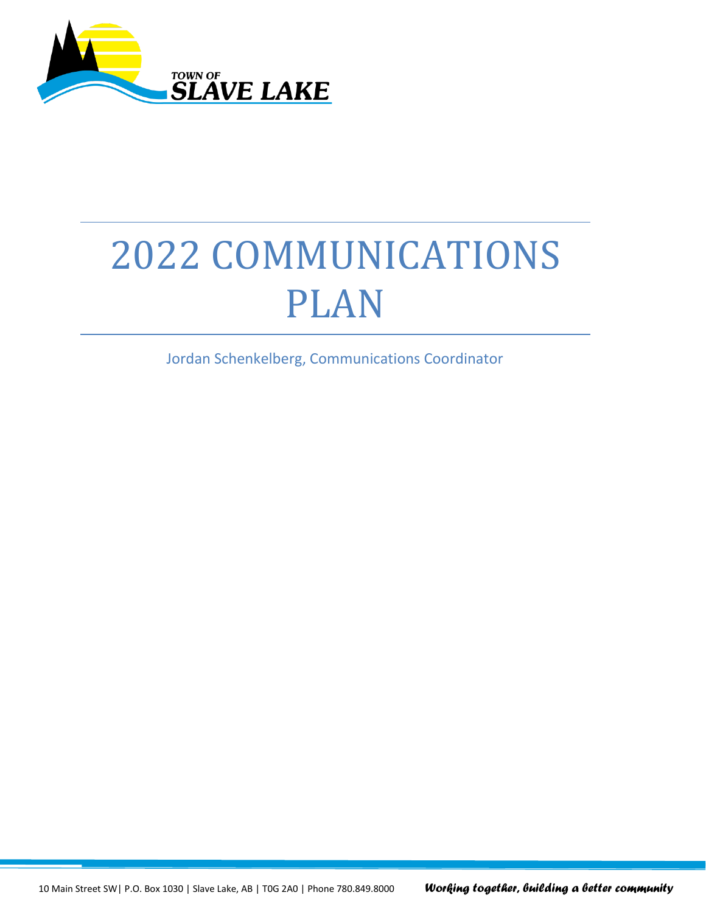TOWN OF
SLAVE LAKE

# 2022 COMMUNICATIONS PLAN

Jordan Schenkelberg, Communications Coordinator

10 Main Street SW| P.O. Box 1030 | Slave Lake, AB | T0G 2A0 | Phone 780.849.8000

*Working together, building a better community*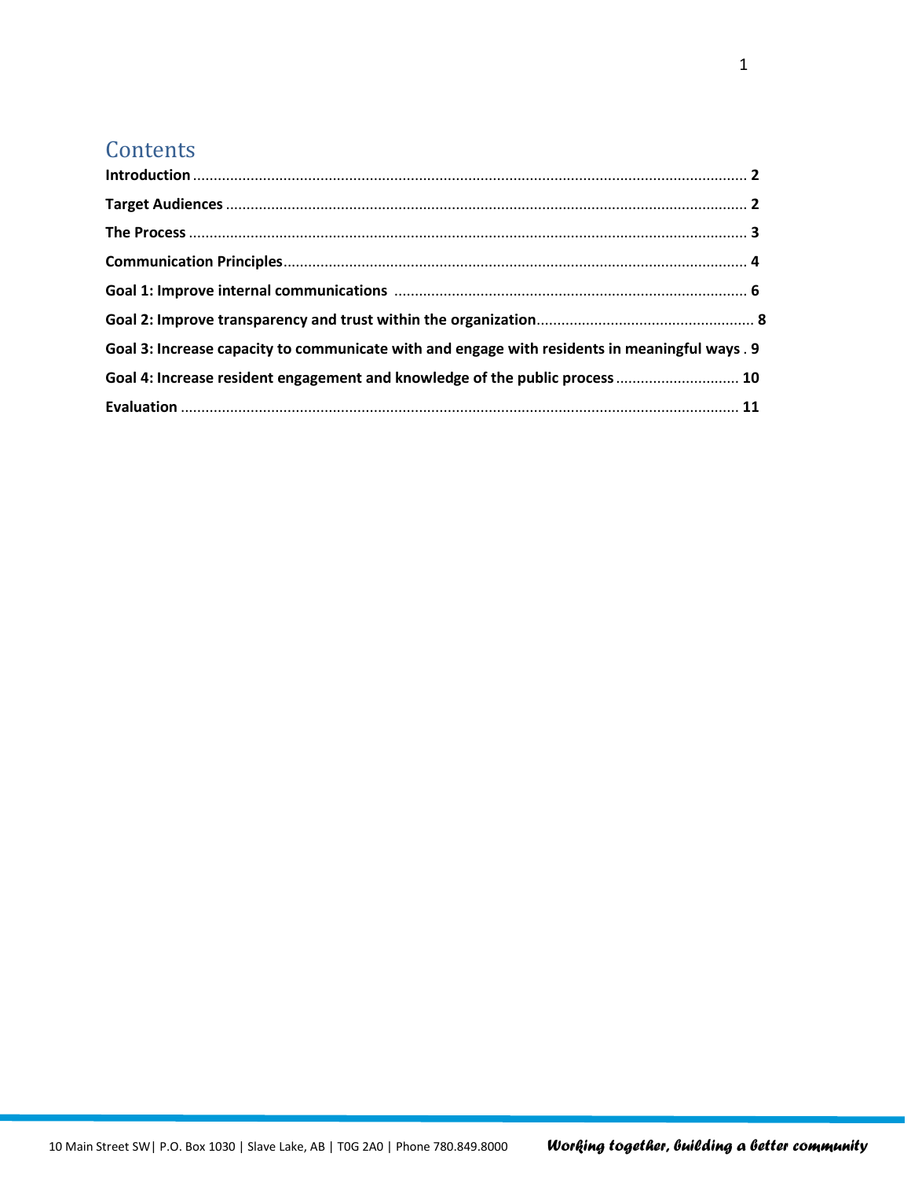# Contents

**Introduction** ........................................................ **2**

**Target Audiences** ........................................................ **2**

**The Process** ........................................................ **3**

**Communication Principles** ........................................................ **4**

**Goal 1: Improve internal communications** ........................................................ **6**

**Goal 2: Improve transparency and trust within the organization** ........................................................ **8**

**Goal 3: Increase capacity to communicate with and engage with residents in meaningful ways** . **9**

**Goal 4: Increase resident engagement and knowledge of the public process** ........................................................ **10**

**Evaluation** ........................................................ **11**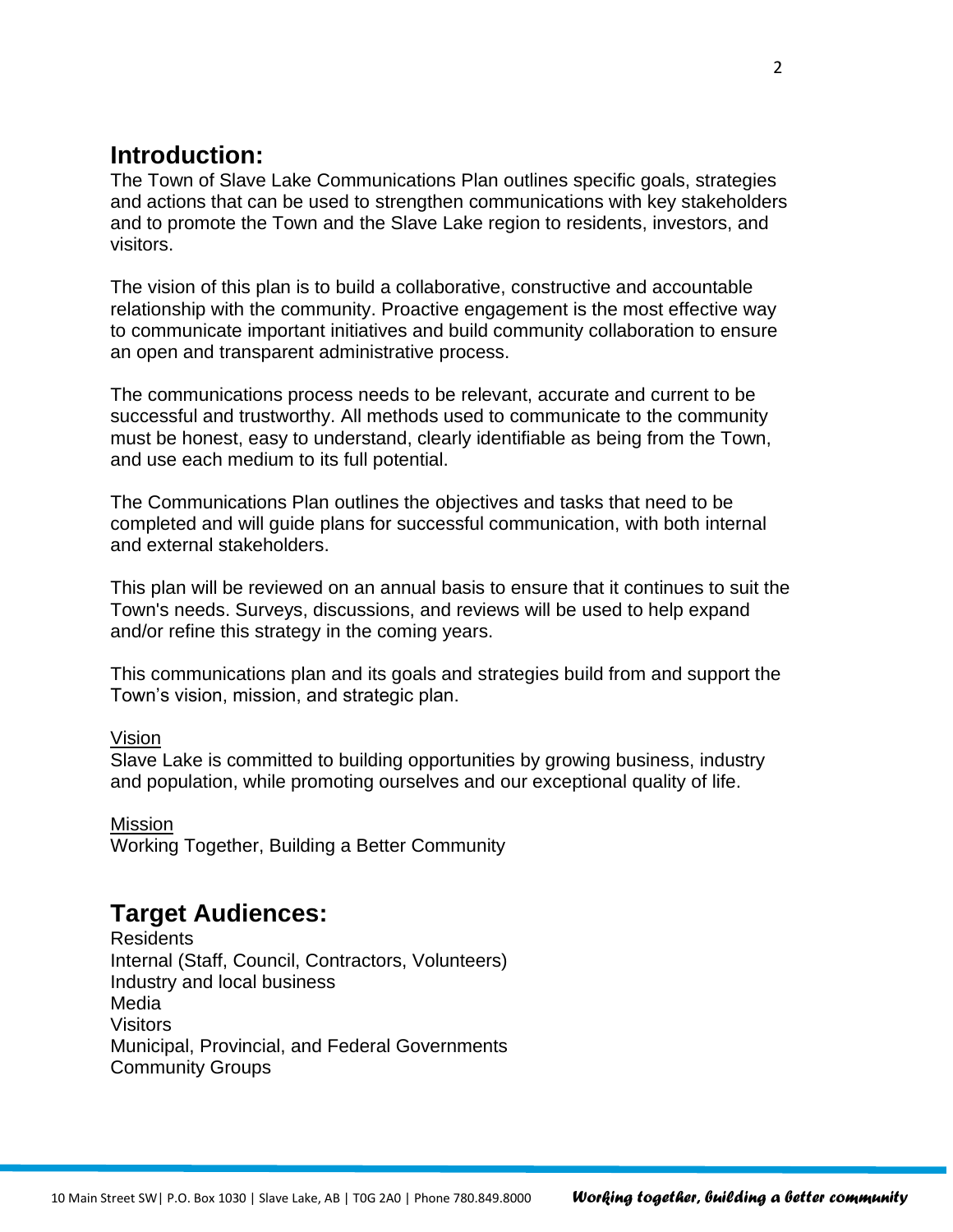## Introduction:

The Town of Slave Lake Communications Plan outlines specific goals, strategies and actions that can be used to strengthen communications with key stakeholders and to promote the Town and the Slave Lake region to residents, investors, and visitors.

The vision of this plan is to build a collaborative, constructive and accountable relationship with the community. Proactive engagement is the most effective way to communicate important initiatives and build community collaboration to ensure an open and transparent administrative process.

The communications process needs to be relevant, accurate and current to be successful and trustworthy. All methods used to communicate to the community must be honest, easy to understand, clearly identifiable as being from the Town, and use each medium to its full potential.

The Communications Plan outlines the objectives and tasks that need to be completed and will guide plans for successful communication, with both internal and external stakeholders.

This plan will be reviewed on an annual basis to ensure that it continues to suit the Town's needs. Surveys, discussions, and reviews will be used to help expand and/or refine this strategy in the coming years.

This communications plan and its goals and strategies build from and support the Town's vision, mission, and strategic plan.

<u>Vision</u>

Slave Lake is committed to building opportunities by growing business, industry and population, while promoting ourselves and our exceptional quality of life.

<u>Mission</u>

Working Together, Building a Better Community

## Target Audiences:

Residents
Internal (Staff, Council, Contractors, Volunteers)
Industry and local business
Media
Visitors
Municipal, Provincial, and Federal Governments
Community Groups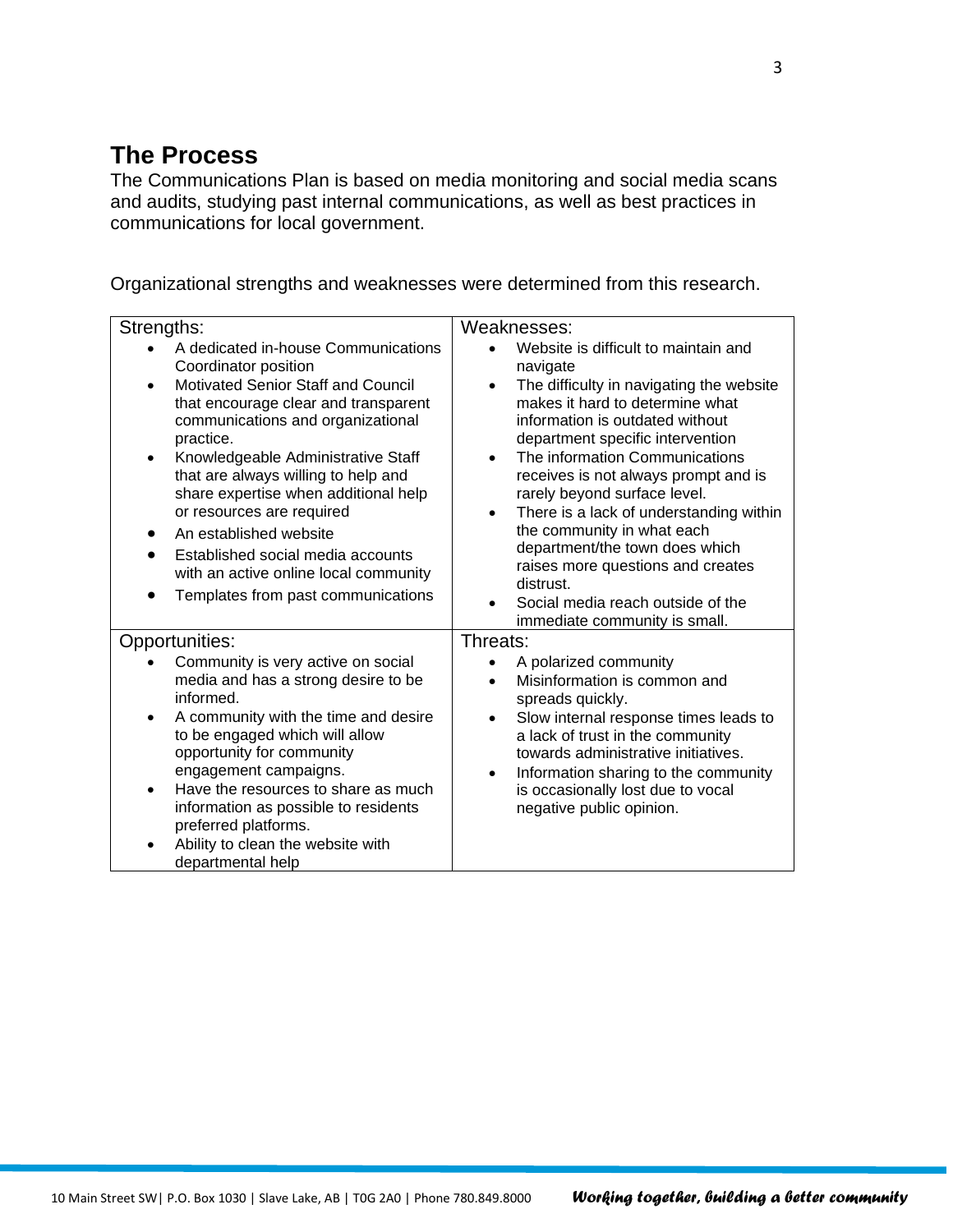## The Process

The Communications Plan is based on media monitoring and social media scans and audits, studying past internal communications, as well as best practices in communications for local government.

Organizational strengths and weaknesses were determined from this research.

| Strengths: | Weaknesses: |
|---|---|
| • A dedicated in-house Communications Coordinator position<br>• Motivated Senior Staff and Council that encourage clear and transparent communications and organizational practice.<br>• Knowledgeable Administrative Staff that are always willing to help and share expertise when additional help or resources are required<br>• An established website<br>• Established social media accounts with an active online local community<br>• Templates from past communications | • Website is difficult to maintain and navigate<br>• The difficulty in navigating the website makes it hard to determine what information is outdated without department specific intervention<br>• The information Communications receives is not always prompt and is rarely beyond surface level.<br>• There is a lack of understanding within the community in what each department/the town does which raises more questions and creates distrust.<br>• Social media reach outside of the immediate community is small. |
| **Opportunities:** | **Threats:** |
| • Community is very active on social media and has a strong desire to be informed.<br>• A community with the time and desire to be engaged which will allow opportunity for community engagement campaigns.<br>• Have the resources to share as much information as possible to residents preferred platforms.<br>• Ability to clean the website with departmental help | • A polarized community<br>• Misinformation is common and spreads quickly.<br>• Slow internal response times leads to a lack of trust in the community towards administrative initiatives.<br>• Information sharing to the community is occasionally lost due to vocal negative public opinion. |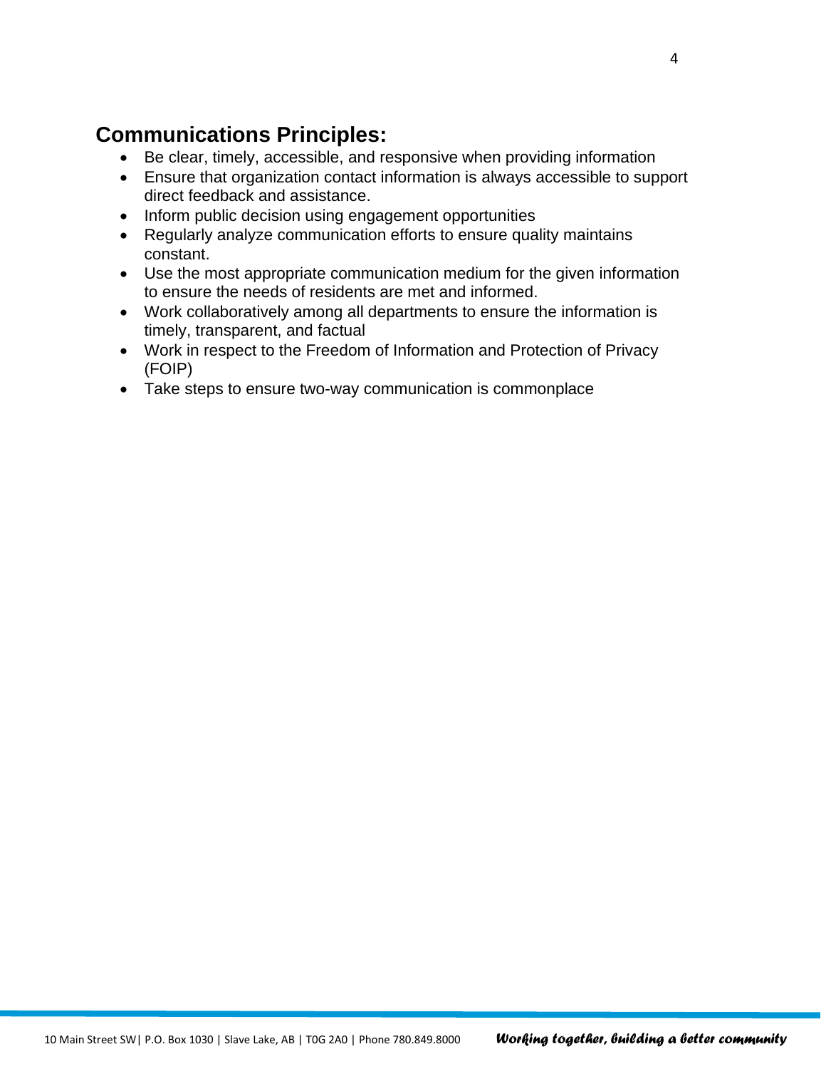## Communications Principles:

- Be clear, timely, accessible, and responsive when providing information
- Ensure that organization contact information is always accessible to support direct feedback and assistance.
- Inform public decision using engagement opportunities
- Regularly analyze communication efforts to ensure quality maintains constant.
- Use the most appropriate communication medium for the given information to ensure the needs of residents are met and informed.
- Work collaboratively among all departments to ensure the information is timely, transparent, and factual
- Work in respect to the Freedom of Information and Protection of Privacy (FOIP)
- Take steps to ensure two-way communication is commonplace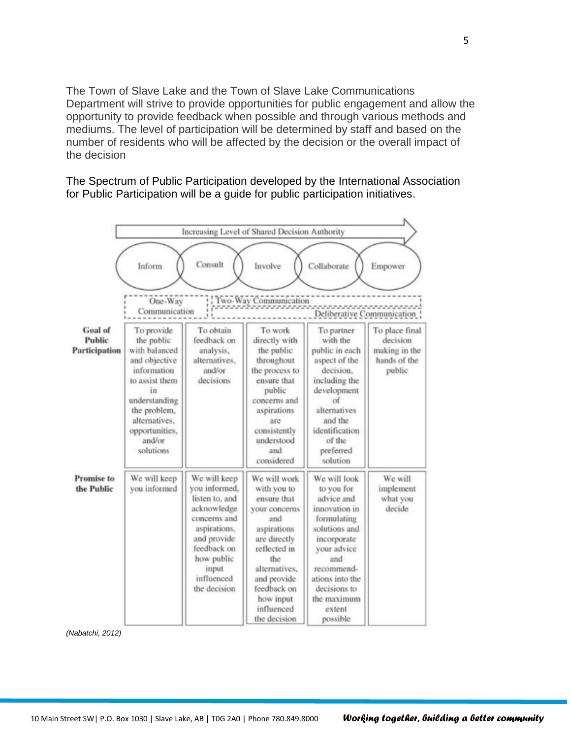The Town of Slave Lake and the Town of Slave Lake Communications Department will strive to provide opportunities for public engagement and allow the opportunity to provide feedback when possible and through various methods and mediums. The level of participation will be determined by staff and based on the number of residents who will be affected by the decision or the overall impact of the decision

The Spectrum of Public Participation developed by the International Association for Public Participation will be a guide for public participation initiatives.

Increasing Level of Shared Decision Authority

One-Way Communication

Two-Way Communication

Deliberative Communication

| | Inform | Consult | Involve | Collaborate | Empower |
|---|---|---|---|---|---|
| **Goal of Public Participation** | To provide the public with balanced and objective information to assist them in understanding the problem, alternatives, opportunities, and/or solutions | To obtain feedback on analysis, alternatives, and/or decisions | To work directly with the public throughout the process to ensure that public concerns and aspirations are consistently understood and considered | To partner with the public in each aspect of the decision, including the development of alternatives and the identification of the preferred solution | To place final decision making in the hands of the public |
| **Promise to the Public** | We will keep you informed | We will keep you informed, listen to, and acknowledge concerns and aspirations, and provide feedback on how public input influenced the decision | We will work with you to ensure that your concerns and aspirations are directly reflected in the alternatives, and provide feedback on how input influenced the decision | We will look to you for advice and innovation in formulating solutions and incorporate your advice and recommend-ations into the decisions to the maximum extent possible | We will implement what you decide |

*(Nabatchi, 2012)*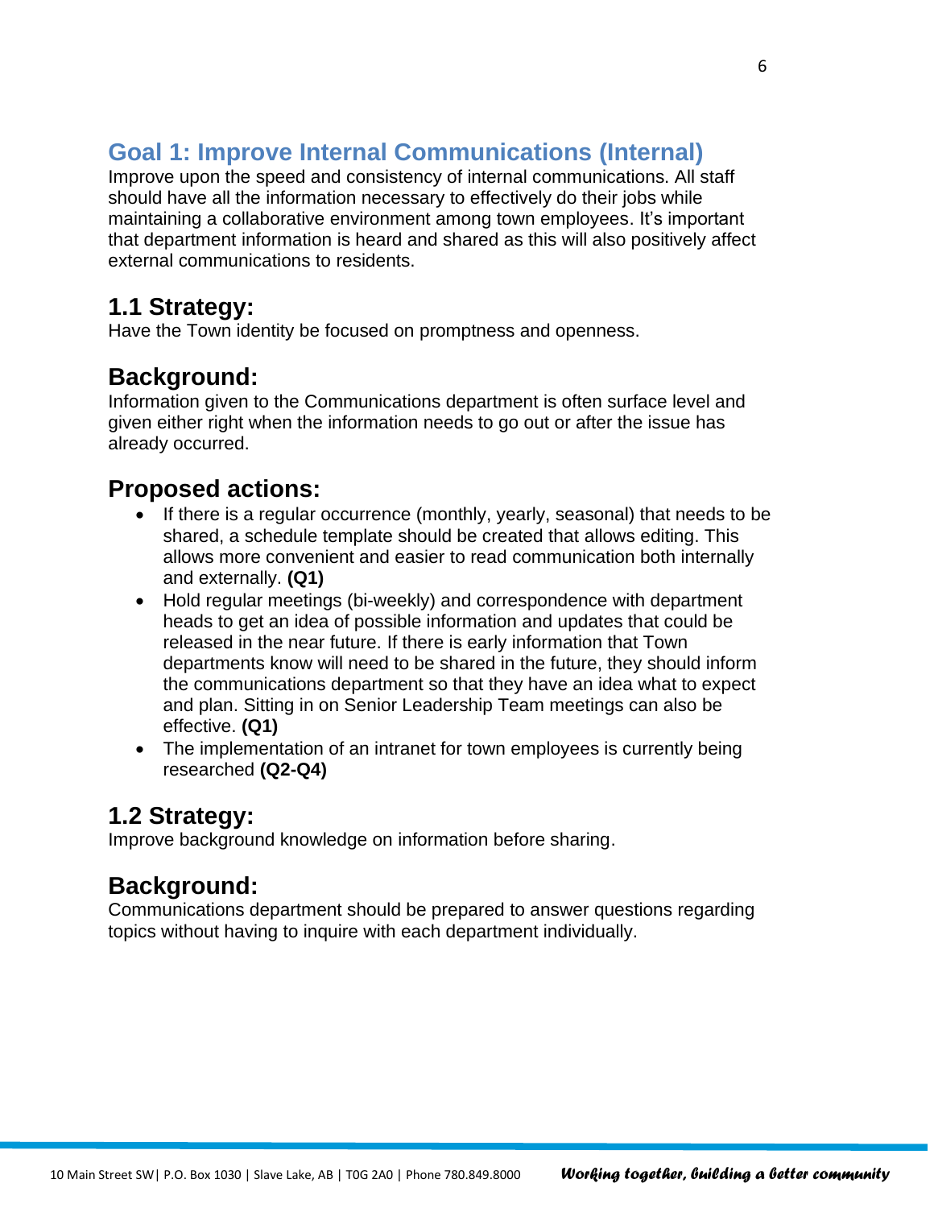## Goal 1: Improve Internal Communications (Internal)

Improve upon the speed and consistency of internal communications. All staff should have all the information necessary to effectively do their jobs while maintaining a collaborative environment among town employees. It's important that department information is heard and shared as this will also positively affect external communications to residents.

### 1.1 Strategy:

Have the Town identity be focused on promptness and openness.

### Background:

Information given to the Communications department is often surface level and given either right when the information needs to go out or after the issue has already occurred.

### Proposed actions:

- If there is a regular occurrence (monthly, yearly, seasonal) that needs to be shared, a schedule template should be created that allows editing. This allows more convenient and easier to read communication both internally and externally. **(Q1)**
- Hold regular meetings (bi-weekly) and correspondence with department heads to get an idea of possible information and updates that could be released in the near future. If there is early information that Town departments know will need to be shared in the future, they should inform the communications department so that they have an idea what to expect and plan. Sitting in on Senior Leadership Team meetings can also be effective. **(Q1)**
- The implementation of an intranet for town employees is currently being researched **(Q2-Q4)**

### 1.2 Strategy:

Improve background knowledge on information before sharing.

### Background:

Communications department should be prepared to answer questions regarding topics without having to inquire with each department individually.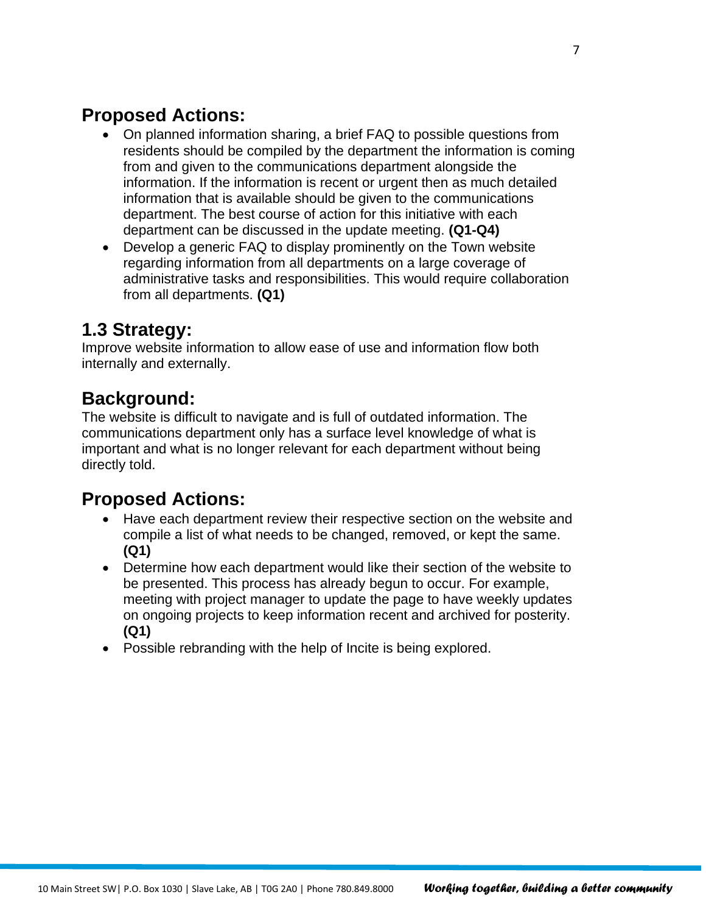## Proposed Actions:

- On planned information sharing, a brief FAQ to possible questions from residents should be compiled by the department the information is coming from and given to the communications department alongside the information. If the information is recent or urgent then as much detailed information that is available should be given to the communications department. The best course of action for this initiative with each department can be discussed in the update meeting. **(Q1-Q4)**
- Develop a generic FAQ to display prominently on the Town website regarding information from all departments on a large coverage of administrative tasks and responsibilities. This would require collaboration from all departments. **(Q1)**

## 1.3 Strategy:

Improve website information to allow ease of use and information flow both internally and externally.

## Background:

The website is difficult to navigate and is full of outdated information. The communications department only has a surface level knowledge of what is important and what is no longer relevant for each department without being directly told.

## Proposed Actions:

- Have each department review their respective section on the website and compile a list of what needs to be changed, removed, or kept the same. **(Q1)**
- Determine how each department would like their section of the website to be presented. This process has already begun to occur. For example, meeting with project manager to update the page to have weekly updates on ongoing projects to keep information recent and archived for posterity. **(Q1)**
- Possible rebranding with the help of Incite is being explored.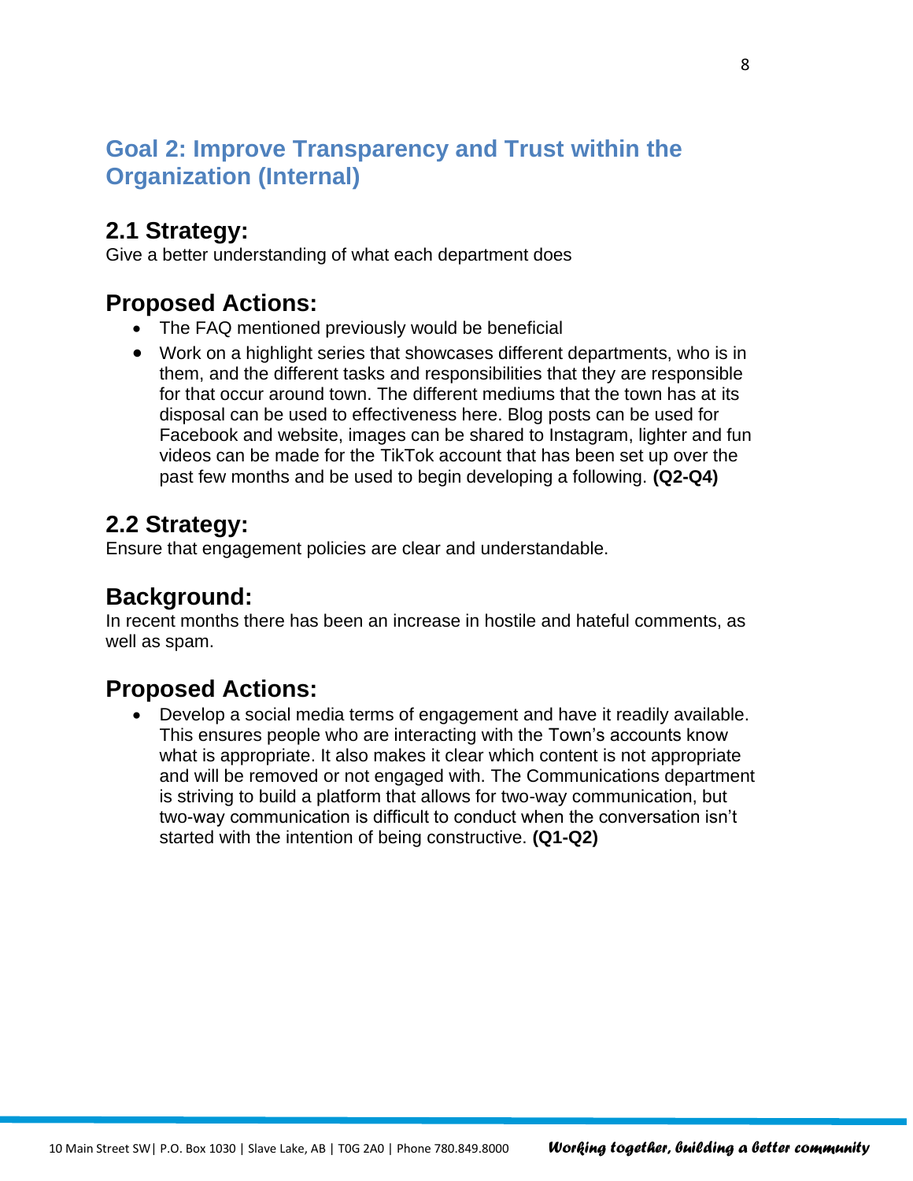## Goal 2: Improve Transparency and Trust within the Organization (Internal)

### 2.1 Strategy:

Give a better understanding of what each department does

### Proposed Actions:

- The FAQ mentioned previously would be beneficial
- Work on a highlight series that showcases different departments, who is in them, and the different tasks and responsibilities that they are responsible for that occur around town. The different mediums that the town has at its disposal can be used to effectiveness here. Blog posts can be used for Facebook and website, images can be shared to Instagram, lighter and fun videos can be made for the TikTok account that has been set up over the past few months and be used to begin developing a following. **(Q2-Q4)**

### 2.2 Strategy:

Ensure that engagement policies are clear and understandable.

### Background:

In recent months there has been an increase in hostile and hateful comments, as well as spam.

### Proposed Actions:

- Develop a social media terms of engagement and have it readily available. This ensures people who are interacting with the Town's accounts know what is appropriate. It also makes it clear which content is not appropriate and will be removed or not engaged with. The Communications department is striving to build a platform that allows for two-way communication, but two-way communication is difficult to conduct when the conversation isn't started with the intention of being constructive. **(Q1-Q2)**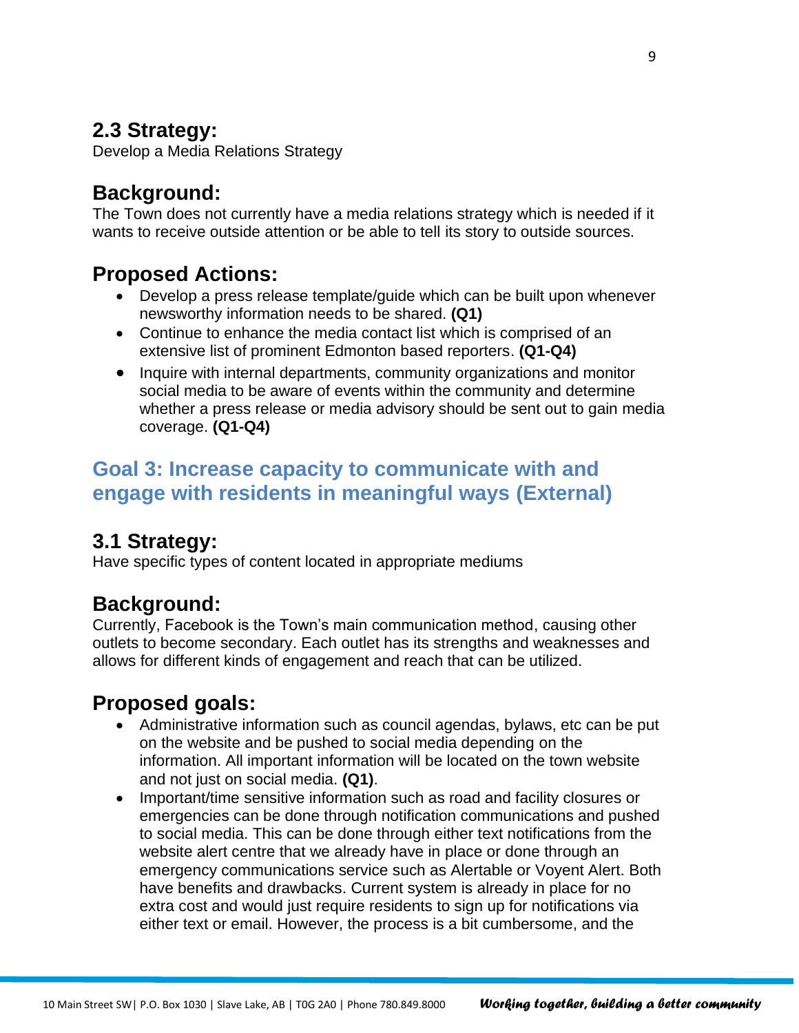## 2.3 Strategy:

Develop a Media Relations Strategy

## Background:

The Town does not currently have a media relations strategy which is needed if it wants to receive outside attention or be able to tell its story to outside sources.

## Proposed Actions:

- Develop a press release template/guide which can be built upon whenever newsworthy information needs to be shared. **(Q1)**
- Continue to enhance the media contact list which is comprised of an extensive list of prominent Edmonton based reporters. **(Q1-Q4)**
- Inquire with internal departments, community organizations and monitor social media to be aware of events within the community and determine whether a press release or media advisory should be sent out to gain media coverage. **(Q1-Q4)**

# Goal 3: Increase capacity to communicate with and engage with residents in meaningful ways (External)

## 3.1 Strategy:

Have specific types of content located in appropriate mediums

## Background:

Currently, Facebook is the Town's main communication method, causing other outlets to become secondary. Each outlet has its strengths and weaknesses and allows for different kinds of engagement and reach that can be utilized.

## Proposed goals:

- Administrative information such as council agendas, bylaws, etc can be put on the website and be pushed to social media depending on the information. All important information will be located on the town website and not just on social media. **(Q1)**.
- Important/time sensitive information such as road and facility closures or emergencies can be done through notification communications and pushed to social media. This can be done through either text notifications from the website alert centre that we already have in place or done through an emergency communications service such as Alertable or Voyent Alert. Both have benefits and drawbacks. Current system is already in place for no extra cost and would just require residents to sign up for notifications via either text or email. However, the process is a bit cumbersome, and the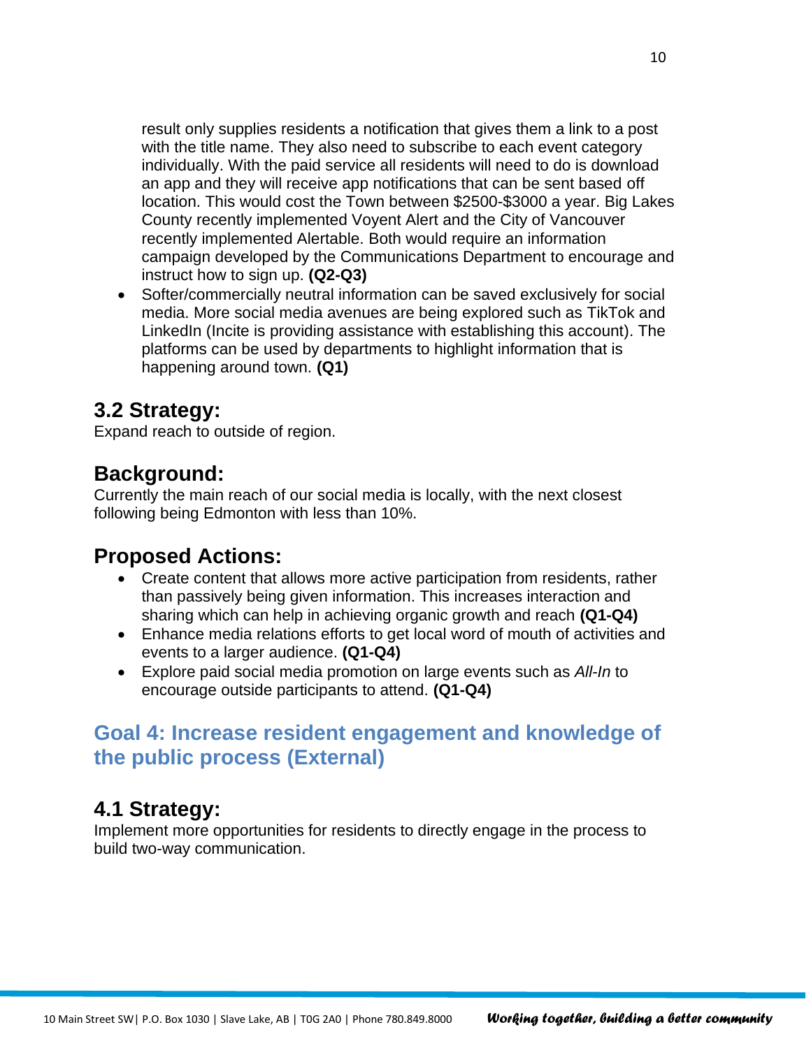result only supplies residents a notification that gives them a link to a post with the title name. They also need to subscribe to each event category individually. With the paid service all residents will need to do is download an app and they will receive app notifications that can be sent based off location. This would cost the Town between $2500-$3000 a year. Big Lakes County recently implemented Voyent Alert and the City of Vancouver recently implemented Alertable. Both would require an information campaign developed by the Communications Department to encourage and instruct how to sign up. **(Q2-Q3)**

- Softer/commercially neutral information can be saved exclusively for social media. More social media avenues are being explored such as TikTok and LinkedIn (Incite is providing assistance with establishing this account). The platforms can be used by departments to highlight information that is happening around town. **(Q1)**

## 3.2 Strategy:

Expand reach to outside of region.

## Background:

Currently the main reach of our social media is locally, with the next closest following being Edmonton with less than 10%.

## Proposed Actions:

- Create content that allows more active participation from residents, rather than passively being given information. This increases interaction and sharing which can help in achieving organic growth and reach **(Q1-Q4)**
- Enhance media relations efforts to get local word of mouth of activities and events to a larger audience. **(Q1-Q4)**
- Explore paid social media promotion on large events such as *All-In* to encourage outside participants to attend. **(Q1-Q4)**

# Goal 4: Increase resident engagement and knowledge of the public process (External)

## 4.1 Strategy:

Implement more opportunities for residents to directly engage in the process to build two-way communication.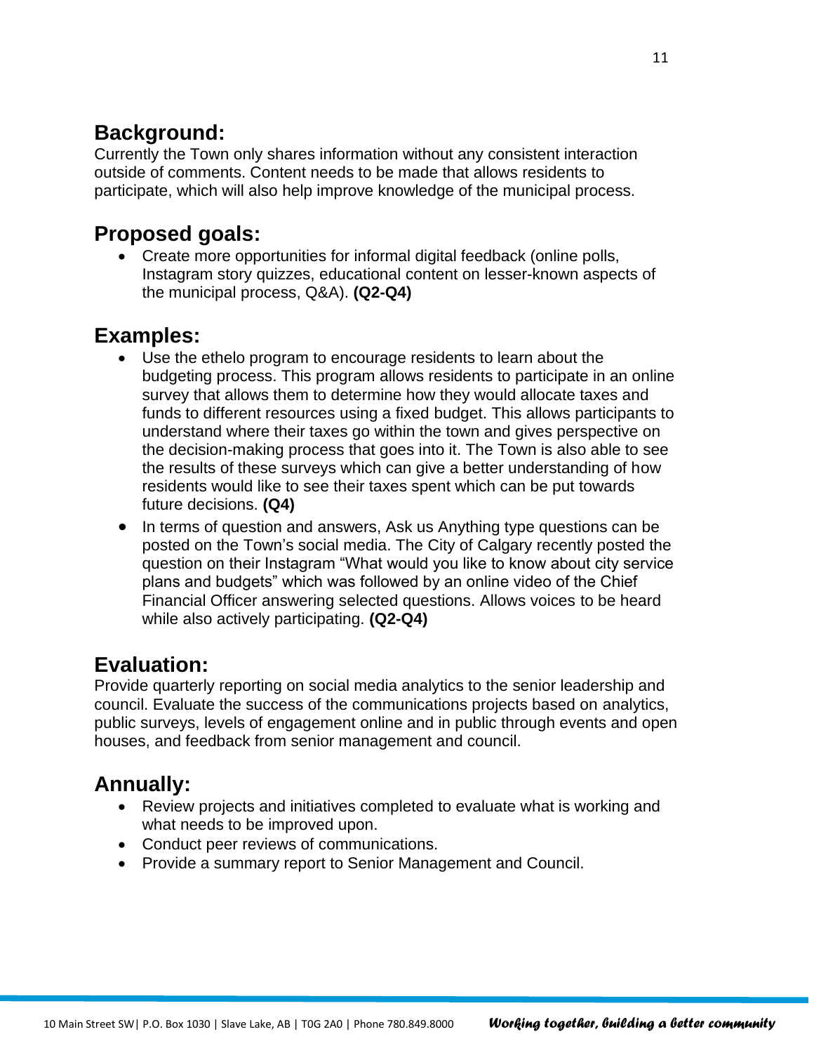## Background:

Currently the Town only shares information without any consistent interaction outside of comments. Content needs to be made that allows residents to participate, which will also help improve knowledge of the municipal process.

## Proposed goals:

- Create more opportunities for informal digital feedback (online polls, Instagram story quizzes, educational content on lesser-known aspects of the municipal process, Q&A). **(Q2-Q4)**

## Examples:

- Use the ethelo program to encourage residents to learn about the budgeting process. This program allows residents to participate in an online survey that allows them to determine how they would allocate taxes and funds to different resources using a fixed budget. This allows participants to understand where their taxes go within the town and gives perspective on the decision-making process that goes into it. The Town is also able to see the results of these surveys which can give a better understanding of how residents would like to see their taxes spent which can be put towards future decisions. **(Q4)**
- In terms of question and answers, Ask us Anything type questions can be posted on the Town's social media. The City of Calgary recently posted the question on their Instagram "What would you like to know about city service plans and budgets" which was followed by an online video of the Chief Financial Officer answering selected questions. Allows voices to be heard while also actively participating. **(Q2-Q4)**

## Evaluation:

Provide quarterly reporting on social media analytics to the senior leadership and council. Evaluate the success of the communications projects based on analytics, public surveys, levels of engagement online and in public through events and open houses, and feedback from senior management and council.

## Annually:

- Review projects and initiatives completed to evaluate what is working and what needs to be improved upon.
- Conduct peer reviews of communications.
- Provide a summary report to Senior Management and Council.